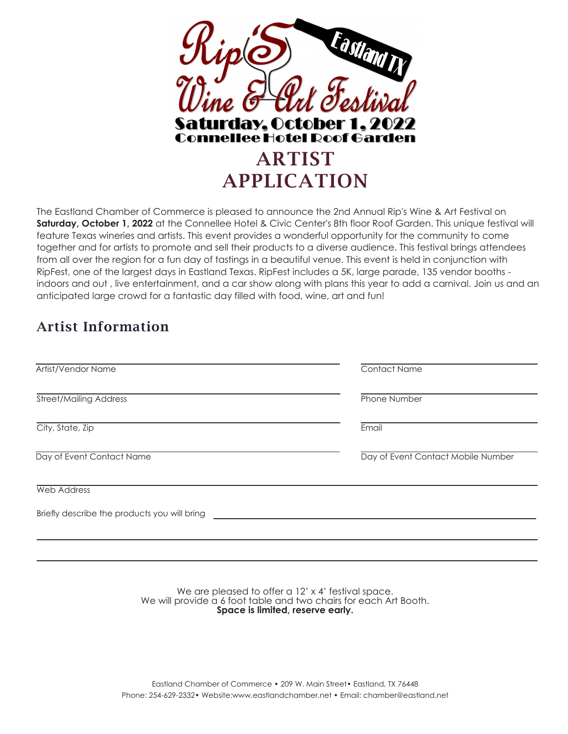# Rip's Wine & Art Festival

Eastland TX

**Saturday, October 1, 2022**

**Connellee Hotel Roof Garden**

# ARTIST APPLICATION

The Eastland Chamber of Commerce is pleased to announce the 2nd Annual Rip's Wine & Art Festival on **Saturday, October 1, 2022** at the Connellee Hotel & Civic Center's 8th floor Roof Garden. This unique festival will feature Texas wineries and artists. This event provides a wonderful opportunity for the community to come together and for artists to promote and sell their products to a diverse audience. This festival brings attendees from all over the region for a fun day of tastings in a beautiful venue. This event is held in conjunction with RipFest, one of the largest days in Eastland Texas. RipFest includes a 5K, large parade, 135 vendor booths - indoors and out , live entertainment, and a car show along with plans this year to add a carnival. Join us and an anticipated large crowd for a fantastic day filled with food, wine, art and fun!

## Artist Information

Artist/Vendor Name ______________________

Contact Name ______________________

Street/Mailing Address ______________________

Phone Number ______________________

City, State, Zip ______________________

Email ______________________

Day of Event Contact Name ______________________

Day of Event Contact Mobile Number ______________________

Web Address ______________________

Briefly describe the products you will bring ______________________

______________________

______________________

We are pleased to offer a 12' x 4' festival space.
We will provide a 6 foot table and two chairs for each Art Booth.
**Space is limited, reserve early.**

Eastland Chamber of Commerce • 209 W. Main Street• Eastland, TX 76448
Phone: 254-629-2332• Website:www.eastlandchamber.net • Email: chamber@eastland.net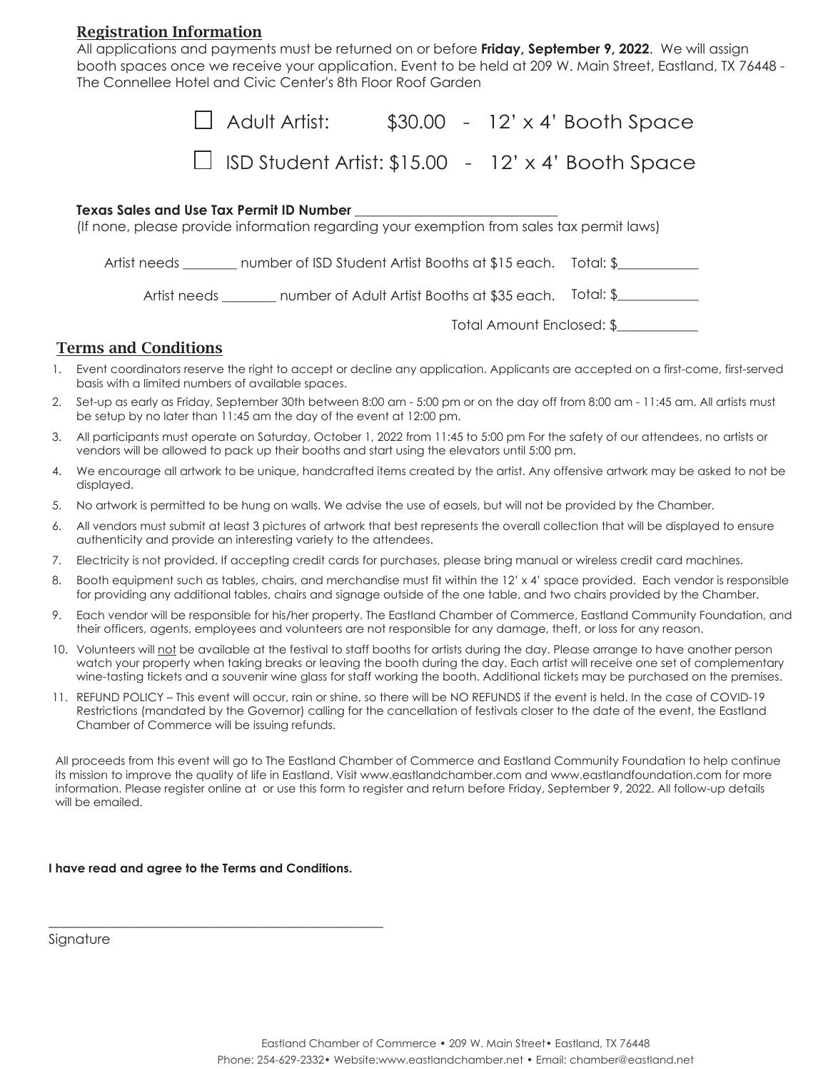## Registration Information

All applications and payments must be returned on or before **Friday, September 9, 2022**. We will assign booth spaces once we receive your application. Event to be held at 209 W. Main Street, Eastland, TX 76448 - The Connellee Hotel and Civic Center's 8th Floor Roof Garden

☐ Adult Artist: $30.00 - 12' x 4' Booth Space

☐ ISD Student Artist: $15.00 - 12' x 4' Booth Space

**Texas Sales and Use Tax Permit ID Number** ______________________________
(If none, please provide information regarding your exemption from sales tax permit laws)

Artist needs ________ number of ISD Student Artist Booths at $15 each. Total: $____________

Artist needs ________ number of Adult Artist Booths at $35 each. Total: $____________

Total Amount Enclosed: $____________

## Terms and Conditions

1. Event coordinators reserve the right to accept or decline any application. Applicants are accepted on a first-come, first-served basis with a limited numbers of available spaces.
2. Set-up as early as Friday, September 30th between 8:00 am - 5:00 pm or on the day off from 8:00 am - 11:45 am. All artists must be setup by no later than 11:45 am the day of the event at 12:00 pm.
3. All participants must operate on Saturday, October 1, 2022 from 11:45 to 5:00 pm For the safety of our attendees, no artists or vendors will be allowed to pack up their booths and start using the elevators until 5:00 pm.
4. We encourage all artwork to be unique, handcrafted items created by the artist. Any offensive artwork may be asked to not be displayed.
5. No artwork is permitted to be hung on walls. We advise the use of easels, but will not be provided by the Chamber.
6. All vendors must submit at least 3 pictures of artwork that best represents the overall collection that will be displayed to ensure authenticity and provide an interesting variety to the attendees.
7. Electricity is not provided. If accepting credit cards for purchases, please bring manual or wireless credit card machines.
8. Booth equipment such as tables, chairs, and merchandise must fit within the 12' x 4' space provided. Each vendor is responsible for providing any additional tables, chairs and signage outside of the one table, and two chairs provided by the Chamber.
9. Each vendor will be responsible for his/her property. The Eastland Chamber of Commerce, Eastland Community Foundation, and their officers, agents, employees and volunteers are not responsible for any damage, theft, or loss for any reason.
10. Volunteers will not be available at the festival to staff booths for artists during the day. Please arrange to have another person watch your property when taking breaks or leaving the booth during the day. Each artist will receive one set of complementary wine-tasting tickets and a souvenir wine glass for staff working the booth. Additional tickets may be purchased on the premises.
11. REFUND POLICY – This event will occur, rain or shine, so there will be NO REFUNDS if the event is held. In the case of COVID-19 Restrictions (mandated by the Governor) calling for the cancellation of festivals closer to the date of the event, the Eastland Chamber of Commerce will be issuing refunds.

All proceeds from this event will go to The Eastland Chamber of Commerce and Eastland Community Foundation to help continue its mission to improve the quality of life in Eastland. Visit www.eastlandchamber.com and www.eastlandfoundation.com for more information. Please register online at or use this form to register and return before Friday, September 9, 2022. All follow-up details will be emailed.

**I have read and agree to the Terms and Conditions.**

______________________________________________
Signature

Eastland Chamber of Commerce • 209 W. Main Street• Eastland, TX 76448
Phone: 254-629-2332• Website:www.eastlandchamber.net • Email: chamber@eastland.net